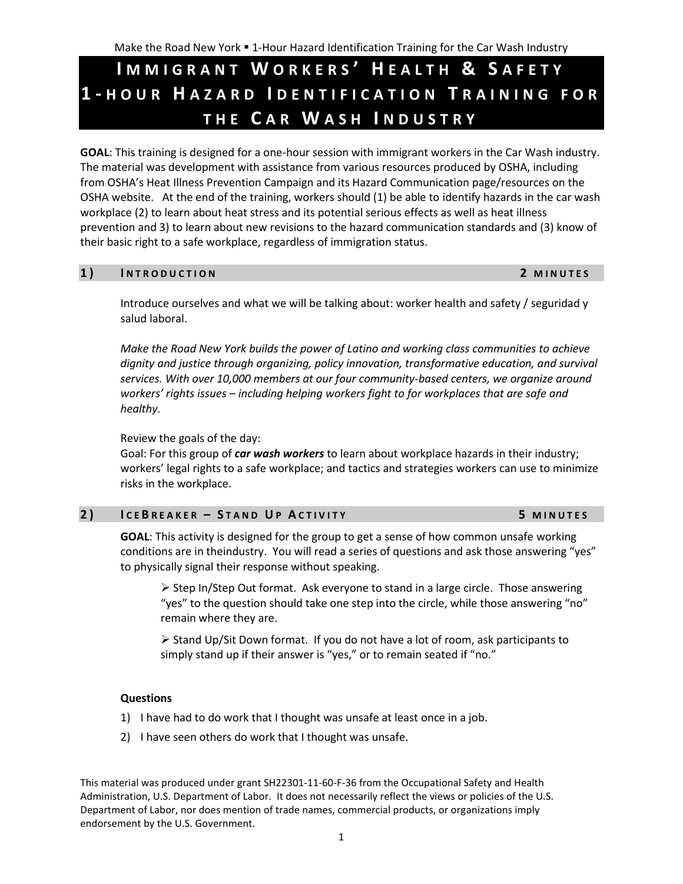# Immigrant Workers' Health & Safety 1-hour Hazard Identification Training for the Car Wash Industry

**GOAL**: This training is designed for a one-hour session with immigrant workers in the Car Wash industry. The material was development with assistance from various resources produced by OSHA, including from OSHA's Heat Illness Prevention Campaign and its Hazard Communication page/resources on the OSHA website. At the end of the training, workers should (1) be able to identify hazards in the car wash workplace (2) to learn about heat stress and its potential serious effects as well as heat illness prevention and 3) to learn about new revisions to the hazard communication standards and (3) know of their basic right to a safe workplace, regardless of immigration status.

## 1) Introduction — 2 minutes

Introduce ourselves and what we will be talking about: worker health and safety / seguridad y salud laboral.

*Make the Road New York builds the power of Latino and working class communities to achieve dignity and justice through organizing, policy innovation, transformative education, and survival services. With over 10,000 members at our four community-based centers, we organize around workers' rights issues – including helping workers fight to for workplaces that are safe and healthy.*

Review the goals of the day:
Goal: For this group of ***car wash workers*** to learn about workplace hazards in their industry; workers' legal rights to a safe workplace; and tactics and strategies workers can use to minimize risks in the workplace.

## 2) IceBreaker – Stand Up Activity — 5 minutes

**GOAL**: This activity is designed for the group to get a sense of how common unsafe working conditions are in theindustry. You will read a series of questions and ask those answering "yes" to physically signal their response without speaking.

- Step In/Step Out format. Ask everyone to stand in a large circle. Those answering "yes" to the question should take one step into the circle, while those answering "no" remain where they are.
- Stand Up/Sit Down format. If you do not have a lot of room, ask participants to simply stand up if their answer is "yes," or to remain seated if "no."

**Questions**

1) I have had to do work that I thought was unsafe at least once in a job.
2) I have seen others do work that I thought was unsafe.

This material was produced under grant SH22301-11-60-F-36 from the Occupational Safety and Health Administration, U.S. Department of Labor. It does not necessarily reflect the views or policies of the U.S. Department of Labor, nor does mention of trade names, commercial products, or organizations imply endorsement by the U.S. Government.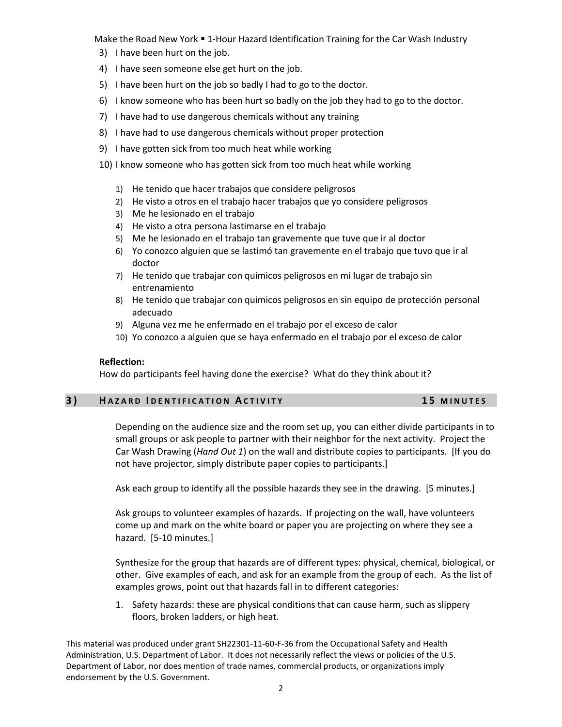3) I have been hurt on the job.
4) I have seen someone else get hurt on the job.
5) I have been hurt on the job so badly I had to go to the doctor.
6) I know someone who has been hurt so badly on the job they had to go to the doctor.
7) I have had to use dangerous chemicals without any training
8) I have had to use dangerous chemicals without proper protection
9) I have gotten sick from too much heat while working
10) I know someone who has gotten sick from too much heat while working

1) He tenido que hacer trabajos que considere peligrosos
2) He visto a otros en el trabajo hacer trabajos que yo considere peligrosos
3) Me he lesionado en el trabajo
4) He visto a otra persona lastimarse en el trabajo
5) Me he lesionado en el trabajo tan gravemente que tuve que ir al doctor
6) Yo conozco alguien que se lastimó tan gravemente en el trabajo que tuvo que ir al doctor
7) He tenido que trabajar con químicos peligrosos en mi lugar de trabajo sin entrenamiento
8) He tenido que trabajar con quimicos peligrosos en sin equipo de protección personal adecuado
9) Alguna vez me he enfermado en el trabajo por el exceso de calor
10) Yo conozco a alguien que se haya enfermado en el trabajo por el exceso de calor

**Reflection:**
How do participants feel having done the exercise? What do they think about it?

## 3) Hazard Identification Activity — 15 minutes

Depending on the audience size and the room set up, you can either divide participants in to small groups or ask people to partner with their neighbor for the next activity. Project the Car Wash Drawing (*Hand Out 1*) on the wall and distribute copies to participants. [If you do not have projector, simply distribute paper copies to participants.]

Ask each group to identify all the possible hazards they see in the drawing. [5 minutes.]

Ask groups to volunteer examples of hazards. If projecting on the wall, have volunteers come up and mark on the white board or paper you are projecting on where they see a hazard. [5-10 minutes.]

Synthesize for the group that hazards are of different types: physical, chemical, biological, or other. Give examples of each, and ask for an example from the group of each. As the list of examples grows, point out that hazards fall in to different categories:

1. Safety hazards: these are physical conditions that can cause harm, such as slippery floors, broken ladders, or high heat.

This material was produced under grant SH22301-11-60-F-36 from the Occupational Safety and Health Administration, U.S. Department of Labor. It does not necessarily reflect the views or policies of the U.S. Department of Labor, nor does mention of trade names, commercial products, or organizations imply endorsement by the U.S. Government.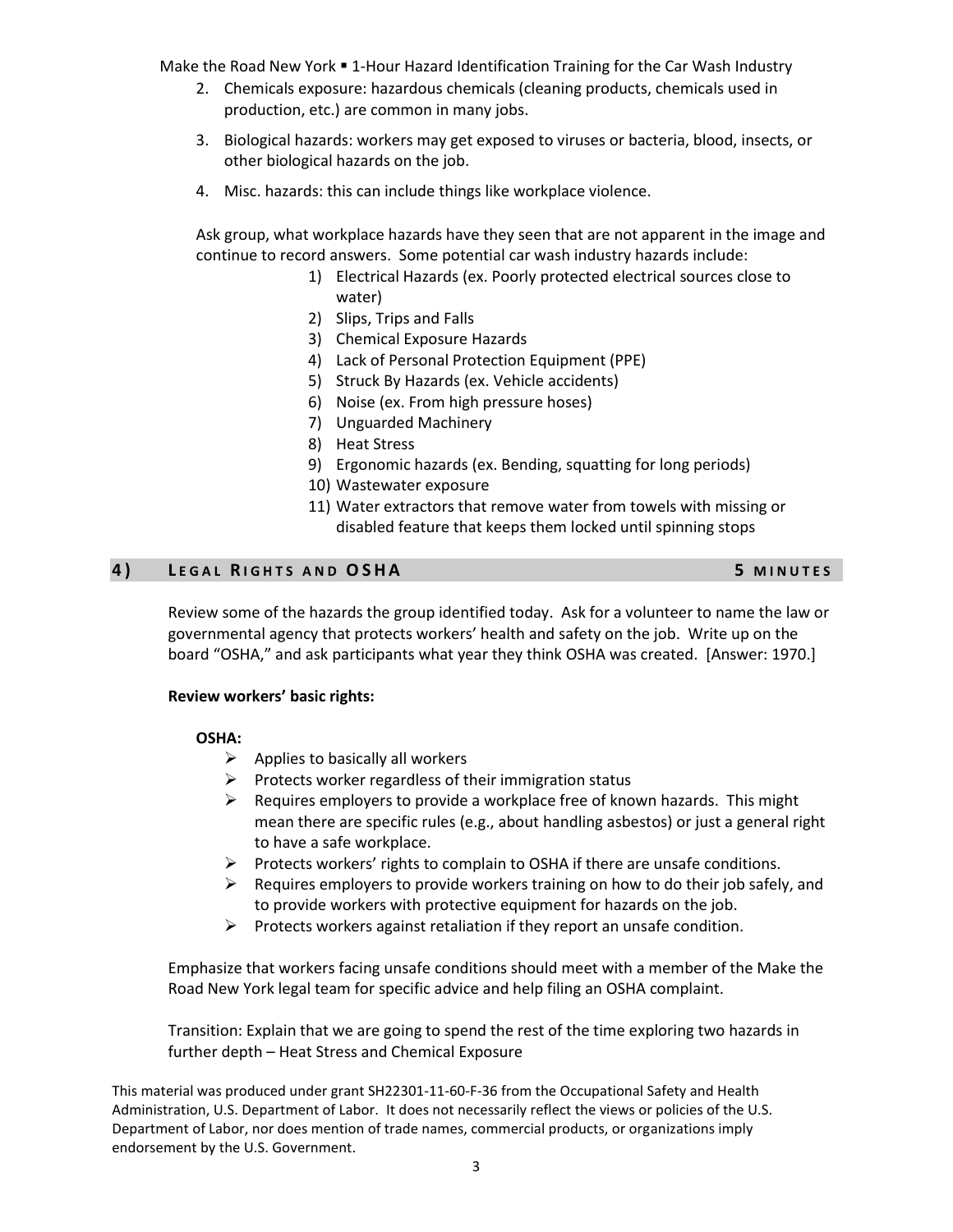2. Chemicals exposure: hazardous chemicals (cleaning products, chemicals used in production, etc.) are common in many jobs.
3. Biological hazards: workers may get exposed to viruses or bacteria, blood, insects, or other biological hazards on the job.
4. Misc. hazards: this can include things like workplace violence.

Ask group, what workplace hazards have they seen that are not apparent in the image and continue to record answers. Some potential car wash industry hazards include:

1) Electrical Hazards (ex. Poorly protected electrical sources close to water)
2) Slips, Trips and Falls
3) Chemical Exposure Hazards
4) Lack of Personal Protection Equipment (PPE)
5) Struck By Hazards (ex. Vehicle accidents)
6) Noise (ex. From high pressure hoses)
7) Unguarded Machinery
8) Heat Stress
9) Ergonomic hazards (ex. Bending, squatting for long periods)
10) Wastewater exposure
11) Water extractors that remove water from towels with missing or disabled feature that keeps them locked until spinning stops

## 4) Legal Rights and OSHA — 5 minutes

Review some of the hazards the group identified today. Ask for a volunteer to name the law or governmental agency that protects workers' health and safety on the job. Write up on the board "OSHA," and ask participants what year they think OSHA was created. [Answer: 1970.]

**Review workers' basic rights:**

**OSHA:**

- Applies to basically all workers
- Protects worker regardless of their immigration status
- Requires employers to provide a workplace free of known hazards. This might mean there are specific rules (e.g., about handling asbestos) or just a general right to have a safe workplace.
- Protects workers' rights to complain to OSHA if there are unsafe conditions.
- Requires employers to provide workers training on how to do their job safely, and to provide workers with protective equipment for hazards on the job.
- Protects workers against retaliation if they report an unsafe condition.

Emphasize that workers facing unsafe conditions should meet with a member of the Make the Road New York legal team for specific advice and help filing an OSHA complaint.

Transition: Explain that we are going to spend the rest of the time exploring two hazards in further depth – Heat Stress and Chemical Exposure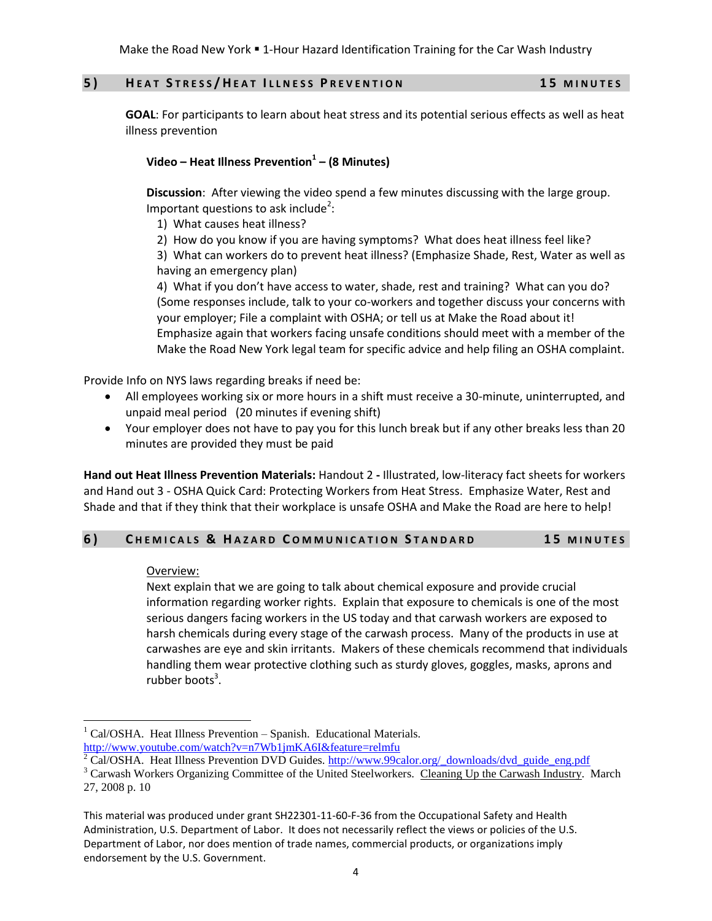## 5) HEAT STRESS/HEAT ILLNESS PREVENTION 15 MINUTES

**GOAL**: For participants to learn about heat stress and its potential serious effects as well as heat illness prevention

**Video – Heat Illness Prevention[1] – (8 Minutes)**

**Discussion**: After viewing the video spend a few minutes discussing with the large group. Important questions to ask include[2]:

1) What causes heat illness?
2) How do you know if you are having symptoms? What does heat illness feel like?
3) What can workers do to prevent heat illness? (Emphasize Shade, Rest, Water as well as having an emergency plan)
4) What if you don't have access to water, shade, rest and training? What can you do? (Some responses include, talk to your co-workers and together discuss your concerns with your employer; File a complaint with OSHA; or tell us at Make the Road about it! Emphasize again that workers facing unsafe conditions should meet with a member of the Make the Road New York legal team for specific advice and help filing an OSHA complaint.

Provide Info on NYS laws regarding breaks if need be:

- All employees working six or more hours in a shift must receive a 30-minute, uninterrupted, and unpaid meal period (20 minutes if evening shift)
- Your employer does not have to pay you for this lunch break but if any other breaks less than 20 minutes are provided they must be paid

**Hand out Heat Illness Prevention Materials:** Handout 2 **-** Illustrated, low-literacy fact sheets for workers and Hand out 3 - OSHA Quick Card: Protecting Workers from Heat Stress. Emphasize Water, Rest and Shade and that if they think that their workplace is unsafe OSHA and Make the Road are here to help!

## 6) CHEMICALS & HAZARD COMMUNICATION STANDARD 15 MINUTES

Overview:

Next explain that we are going to talk about chemical exposure and provide crucial information regarding worker rights. Explain that exposure to chemicals is one of the most serious dangers facing workers in the US today and that carwash workers are exposed to harsh chemicals during every stage of the carwash process. Many of the products in use at carwashes are eye and skin irritants. Makers of these chemicals recommend that individuals handling them wear protective clothing such as sturdy gloves, goggles, masks, aprons and rubber boots[3].

---

[1] Cal/OSHA. Heat Illness Prevention – Spanish. Educational Materials. http://www.youtube.com/watch?v=n7Wb1jmKA6I&feature=relmfu

[2] Cal/OSHA. Heat Illness Prevention DVD Guides. http://www.99calor.org/_downloads/dvd_guide_eng.pdf

[3] Carwash Workers Organizing Committee of the United Steelworkers. Cleaning Up the Carwash Industry. March 27, 2008 p. 10

This material was produced under grant SH22301-11-60-F-36 from the Occupational Safety and Health Administration, U.S. Department of Labor. It does not necessarily reflect the views or policies of the U.S. Department of Labor, nor does mention of trade names, commercial products, or organizations imply endorsement by the U.S. Government.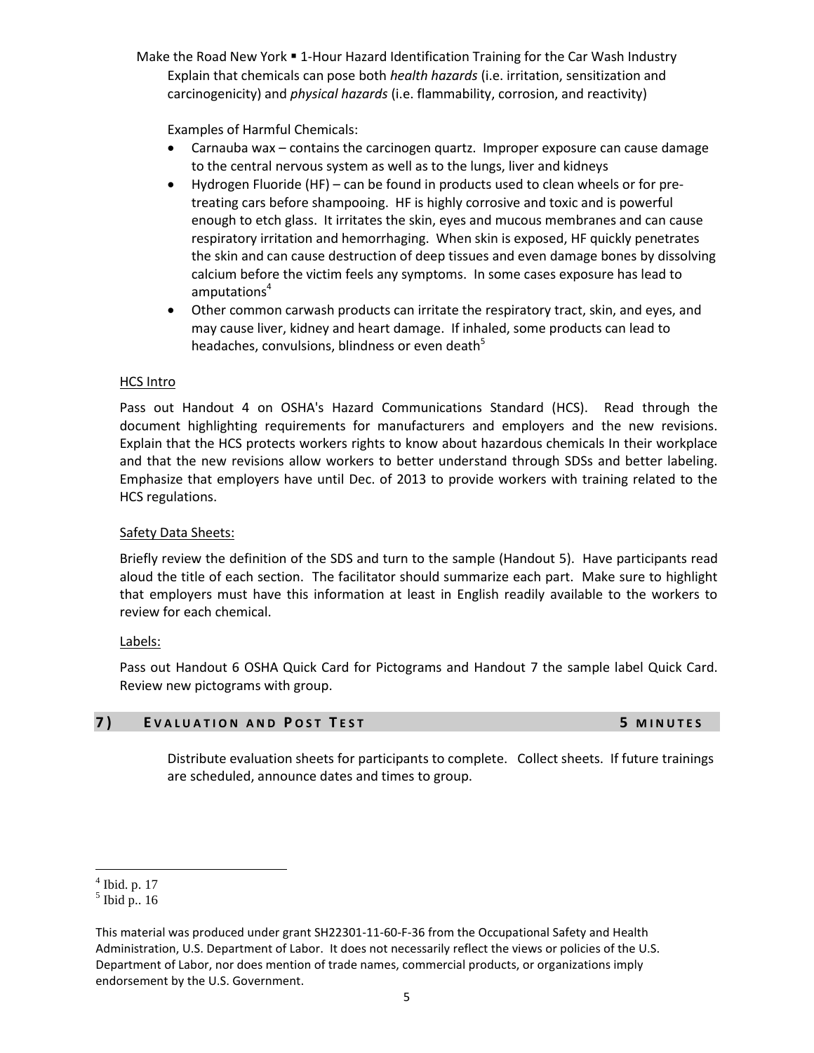Explain that chemicals can pose both *health hazards* (i.e. irritation, sensitization and carcinogenicity) and *physical hazards* (i.e. flammability, corrosion, and reactivity)

Examples of Harmful Chemicals:

- Carnauba wax – contains the carcinogen quartz. Improper exposure can cause damage to the central nervous system as well as to the lungs, liver and kidneys
- Hydrogen Fluoride (HF) – can be found in products used to clean wheels or for pre-treating cars before shampooing. HF is highly corrosive and toxic and is powerful enough to etch glass. It irritates the skin, eyes and mucous membranes and can cause respiratory irritation and hemorrhaging. When skin is exposed, HF quickly penetrates the skin and can cause destruction of deep tissues and even damage bones by dissolving calcium before the victim feels any symptoms. In some cases exposure has lead to amputations[4]
- Other common carwash products can irritate the respiratory tract, skin, and eyes, and may cause liver, kidney and heart damage. If inhaled, some products can lead to headaches, convulsions, blindness or even death[5]

<u>HCS Intro</u>

Pass out Handout 4 on OSHA's Hazard Communications Standard (HCS). Read through the document highlighting requirements for manufacturers and employers and the new revisions. Explain that the HCS protects workers rights to know about hazardous chemicals In their workplace and that the new revisions allow workers to better understand through SDSs and better labeling. Emphasize that employers have until Dec. of 2013 to provide workers with training related to the HCS regulations.

<u>Safety Data Sheets:</u>

Briefly review the definition of the SDS and turn to the sample (Handout 5). Have participants read aloud the title of each section. The facilitator should summarize each part. Make sure to highlight that employers must have this information at least in English readily available to the workers to review for each chemical.

<u>Labels:</u>

Pass out Handout 6 OSHA Quick Card for Pictograms and Handout 7 the sample label Quick Card. Review new pictograms with group.

## 7) Evaluation and Post Test — 5 minutes

Distribute evaluation sheets for participants to complete. Collect sheets. If future trainings are scheduled, announce dates and times to group.

---

[4] Ibid. p. 17

[5] Ibid p.. 16

This material was produced under grant SH22301-11-60-F-36 from the Occupational Safety and Health Administration, U.S. Department of Labor. It does not necessarily reflect the views or policies of the U.S. Department of Labor, nor does mention of trade names, commercial products, or organizations imply endorsement by the U.S. Government.